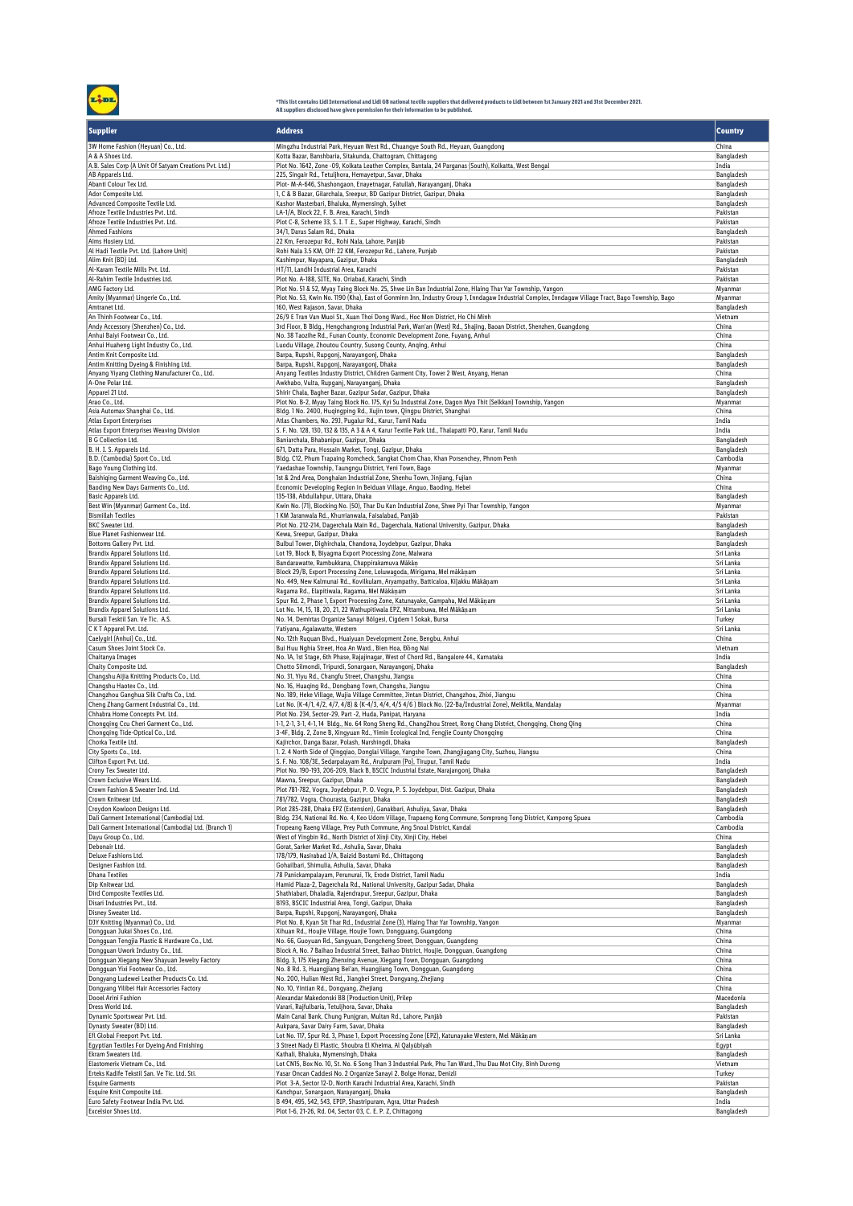*This list contains Lidl International and Lidl GB national textile suppliers that delivered products to Lidl between 1st January 2021 and 31st December 2021.
All suppliers disclosed have given permission for their information to be published.

| Supplier | Address | Country |
|---|---|---|
| 3W Home Fashion (Heyuan) Co., Ltd. | Mingzhu Industrial Park, Heyuan West Rd., Chuangye South Rd., Heyuan, Guangdong | China |
| A & A Shoes Ltd. | Kotta Bazar, Banshbaria, Sitakunda, Chattogram, Chittagong | Bangladesh |
| A.B. Sales Corp (A Unit Of Satyam Creations Pvt. Ltd.) | Plot No. 1642, Zone -09, Kolkata Leather Complex, Bantala, 24 Parganas (South), Kolkatta, West Bengal | India |
| AB Apparels Ltd. | 225, Singair Rd., Tetuljhora, Hemayetpur, Savar, Dhaka | Bangladesh |
| Abanti Colour Tex Ltd. | Plot- M-A-646, Shashongaon, Enayetnagar, Fatullah, Narayanganj, Dhaka | Bangladesh |
| Ador Composite Ltd. | 1, C & B Bazar, Gilarchala, Sreepur, BD Gazipur District, Gazipur, Dhaka | Bangladesh |
| Advanced Composite Textile Ltd. | Kashor Masterbari, Bhaluka, Mymensingh, Sylhet | Bangladesh |
| Afroze Textile Industries Pvt. Ltd. | LA-1/A, Block 22, F. B. Area, Karachi, Sindh | Pakistan |
| Afroze Textile Industries Pvt. Ltd. | Plot C-8, Scheme 33, S. I. T .E., Super Highway, Karachi, Sindh | Pakistan |
| Ahmed Fashions | 34/1, Darus Salam Rd., Dhaka | Bangladesh |
| Aims Hosiery Ltd. | 22 Km, Ferozepur Rd., Rohi Nala, Lahore, Panjāb | Pakistan |
| Al Hadi Textile Pvt. Ltd. (Lahore Unit) | Rohi Nala 3.5 KM, Off: 22 KM, Ferozepur Rd., Lahore, Punjab | Pakistan |
| Alim Knit (BD) Ltd. | Kashimpur, Nayapara, Gazipur, Dhaka | Bangladesh |
| Al-Karam Textile Mills Pvt. Ltd. | HT/11, Landhi Industrial Area, Karachi | Pakistan |
| Al-Rahim Textile Industries Ltd. | Plot No. A-188, SITE, No. Oriabad, Karachi, Sindh | Pakistan |
| AMG Factory Ltd. | Plot No. 51 & 52, Myay Taing Block No. 25, Shwe Lin Ban Industrial Zone, Hlaing Thar Yar Township, Yangon | Myanmar |
| Amity (Myanmar) Lingerie Co., Ltd. | Plot No. 53, Kwin No. 1190 (Kha), East of Gonminn Inn, Industry Group 1, Inndagaw Industrial Complex, Inndagaw Village Tract, Bago Township, Bago | Myanmar |
| Amtranet Ltd. | 160, West Rajason, Savar, Dhaka | Bangladesh |
| An Thinh Footwear Co., Ltd. | 26/9 E Tran Van Muoi St., Xuan Thoi Dong Ward., Hoc Mon District, Ho Chi Minh | Vietnam |
| Andy Accessory (Shenzhen) Co., Ltd. | 3rd Floor, B Bldg., Hengchangrong Industrial Park, Wan'an (West) Rd., Shajing, Baoan District, Shenzhen, Guangdong | China |
| Anhui Baiyi Footwear Co., Ltd. | No. 38 Taozihe Rd., Funan County, Economic Development Zone, Fuyang, Anhui | China |
| Anhui Huaheng Light Industry Co., Ltd. | Luodu Village, Zhoutou Country, Susong County, Anqing, Anhui | China |
| Antim Knit Composite Ltd. | Barpa, Rupshi, Rupgonj, Narayangonj, Dhaka | Bangladesh |
| Antim Knitting Dyeing & Finishing Ltd. | Barpa, Rupshi, Rupgonj, Narayangonj, Dhaka | Bangladesh |
| Anyang Yiyang Clothing Manufacturer Co., Ltd. | Anyang Textiles Industry District, Children Garment City, Tower 2 West, Anyang, Henan | China |
| A-One Polar Ltd. | Awkhabo, Vulta, Rupganj, Narayanganj, Dhaka | Bangladesh |
| Apparel 21 Ltd. | Shirir Chala, Bagher Bazar, Gazipur Sadar, Gazipur, Dhaka | Bangladesh |
| Arao Co., Ltd. | Plot No. B-2, Myay Taing Block No. 175, Kyi Su Industrial Zone, Dagon Myo Thit (Selkkan) Township, Yangon | Myanmar |
| Asia Automax Shanghai Co., Ltd. | Bldg. 1 No. 2400, Huqingping Rd., Xujin town, Qingpu District, Shanghai | China |
| Atlas Export Enterprises | Atlas Chambers, No. 29J, Pugalur Rd., Karur, Tamil Nadu | India |
| Atlas Export Enterprises Weaving Division | S. F. No. 128, 130, 132 & 135, A 3 & A 4, Karur Textile Park Ltd., Thalapatti PO, Karur, Tamil Nadu | India |
| B G Collection Ltd. | Baniarchala, Bhabanipur, Gazipur, Dhaka | Bangladesh |
| B. H. I. S. Apparels Ltd. | 671, Datta Para, Hossain Market, Tongi, Gazipur, Dhaka | Bangladesh |
| B.D. (Cambodia) Sport Co., Ltd. | Bldg. C12, Phum Trapaing Romcheck, Sangkat Chom Chao, Khan Porsenchey, Phnom Penh | Cambodia |
| Bago Young Clothing Ltd. | Yaedashae Township, Taungngu District, Yeni Town, Bago | Myanmar |
| Baishiqing Garment Weaving Co., Ltd. | 1st & 2nd Area, Donghaian Industrial Zone, Shenhu Town, Jinjiang, Fujian | China |
| Baoding New Days Garments Co., Ltd. | Economic Developing Region in Beiduan Village, Anguo, Baoding, Hebei | China |
| Basic Apparels Ltd. | 135-138, Abdullahpur, Uttara, Dhaka | Bangladesh |
| Best Win (Myanmar) Garment Co., Ltd. | Kwin No. (71), Blocking No. (50), Thar Du Kan Industrial Zone, Shwe Pyi Thar Township, Yangon | Myanmar |
| Bismillah Textiles | 1 KM Jaranwala Rd., Khurrianwala, Faisalabad, Panjāb | Pakistan |
| BKC Sweater Ltd. | Plot No. 212-214, Dagerchala Main Rd., Dagerchala, National University, Gazipur, Dhaka | Bangladesh |
| Blue Planet Fashionwear Ltd. | Kewa, Sreepur, Gazipur, Dhaka | Bangladesh |
| Bottoms Gallery Pvt. Ltd. | Bulbul Tower, Dighirchala, Chandona, Joydebpur, Gazipur, Dhaka | Bangladesh |
| Brandix Apparel Solutions Ltd. | Lot 19, Block B, Biyagma Export Processing Zone, Malwana | Sri Lanka |
| Brandix Apparel Solutions Ltd. | Bandarawatte, Rambukkana, Chappirakamuva Mākāṇ | Sri Lanka |
| Brandix Apparel Solutions Ltd. | Block 29/B, Export Processing Zone, Loluwagoda, Mirigama, Mel mākāṇam | Sri Lanka |
| Brandix Apparel Solutions Ltd. | No. 449, New Kalmunai Rd., Kovilkulam, Aryampathy, Batticaloa, Kiḻakku Mākāṇam | Sri Lanka |
| Brandix Apparel Solutions Ltd. | Ragama Rd., Elapitiwala, Ragama, Mel Mākāṇam | Sri Lanka |
| Brandix Apparel Solutions Ltd. | Spur Rd. 2, Phase 1, Export Processing Zone, Katunayake, Gampaha, Mel Mākāṇam | Sri Lanka |
| Brandix Apparel Solutions Ltd. | Lot No. 14, 15, 18, 20, 21, 22 Wathupitiwala EPZ, Nittambuwa, Mel Mākāṇam | Sri Lanka |
| Bursali Tekstil San. Ve Tic. A.S. | No. 14, Demirtas Organize Sanayi Bölgesi, Cigdem 1 Sokak, Bursa | Turkey |
| C K T Apparel Pvt. Ltd. | Yatiyana, Agalawatte, Western | Sri Lanka |
| Caelygirl (Anhui) Co., Ltd. | No. 12th Ruquan Blvd., Huaiyuan Development Zone, Bengbu, Anhui | China |
| Casum Shoes Joint Stock Co. | Bui Huu Nghia Street, Hoa An Ward., Bien Hoa, Đồng Nai | Vietnam |
| Chaitanya Images | No. 1A, 1st Stage, 6th Phase, Rajajinagar, West of Chord Rd., Bangalore 44., Karnataka | India |
| Chaity Composite Ltd. | Chotto Silmondi, Tripurdi, Sonargaon, Narayangonj, Dhaka | Bangladesh |
| Changshu Aijia Knitting Products Co., Ltd. | No. 31, Yiyu Rd., Changfu Street, Changshu, Jiangsu | China |
| Changshu Haotex Co., Ltd. | No. 16, Huaqing Rd., Dongbang Town, Changshu, Jiangsu | China |
| Changzhou Ganghua Silk Crafts Co., Ltd. | No. 189, Heke Village, Wujia Village Committee, Jintan District, Changzhou, Zhixi, Jiangsu | China |
| Cheng Zhang Garment Industrial Co., Ltd. | Lot No. (K-4/1, 4/2, 4/7, 4/8) & (K-4/3, 4/4, 4/5 4/6 ) Block No. (22-Ba/Industrial Zone), Meiktila, Mandalay | Myanmar |
| Chhabra Home Concepts Pvt. Ltd. | Plot No. 234, Sector-29, Part -2, Huda, Panipat, Haryana | India |
| Chongqing Ccu Cheri Garment Co., Ltd. | 1-1, 2-1, 3-1, 4-1, 14 Bldg., No. 64 Rong Sheng Rd., ChangZhou Street, Rong Chang District, Chongqing, Chong Qing | China |
| Chongqing Tide-Optical Co., Ltd. | 3-4F., Bldg. 2, Zone B, Xingyuan Rd., Yimin Ecological Ind, Fengjie County Chongqing | China |
| Chorka Textile Ltd. | Kajirchor, Danga Bazar, Polash, Narshingdi, Dhaka | Bangladesh |
| City Sports Co., Ltd. | 1. 2. 4 North Side of Qingqiao, Donglai Village, Yangshe Town, Zhangjiagang City, Suzhou, Jiangsu | China |
| Clifton Export Pvt. Ltd. | S. F. No. 108/3E, Sedarpalayam Rd., Arulpuram (Po), Tirupur, Tamil Nadu | India |
| Crony Tex Sweater Ltd. | Plot No. 190-193, 206-209, Black B, BSCIC Industrial Estate, Narajangonj, Dhaka | Bangladesh |
| Crown Exclusive Wears Ltd. | Mawna, Sreepur, Gazipur, Dhaka | Bangladesh |
| Crown Fashion & Sweater Ind. Ltd. | Plot 781-782, Vogra, Joydebpur, P. O. Vogra, P. S. Joydebpur, Dist. Gazipur, Dhaka | Bangladesh |
| Crown Knitwear Ltd. | 781/782, Vogra, Chourasta, Gazipur, Dhaka | Bangladesh |
| Croydon Kowloon Designs Ltd. | Plot 285-288, Dhaka EPZ (Extension), Ganakbari, Ashuliya, Savar, Dhaka | Bangladesh |
| Dali Garment International (Cambodia) Ltd. | Bldg. 234, National Rd. No. 4, Keo Udom Village, Trapaeng Kong Commune, Somprong Tong District, Kampong Spueu | Cambodia |
| Dali Garment International (Cambodia) Ltd. (Branch 1) | Tropeang Raeng Village, Prey Puth Commune, Ang Snoul District, Kandal | Cambodia |
| Dayu Group Co., Ltd. | West of Yingbin Rd., North District of Xinji City, Xinji City, Hebei | China |
| Debonair Ltd. | Gorat, Sarker Market Rd., Ashulia, Savar, Dhaka | Bangladesh |
| Deluxe Fashions Ltd. | 178/179, Nasirabad I/A, Baizid Bostami Rd., Chittagong | Bangladesh |
| Designer Fashion Ltd. | Gohailbari, Shimulia, Ashulia, Savar, Dhaka | Bangladesh |
| Dhana Textiles | 78 Panickampalayam, Perunurai, Tk, Erode District, Tamil Nadu | India |
| Dip Knitwear Ltd. | Hamid Plaza-2, Dagerchala Rd., National University, Gazipur Sadar, Dhaka | Bangladesh |
| Dird Composite Textiles Ltd. | Shathiabari, Dhaladia, Rajendrapur, Sreepur, Gazipur, Dhaka | Bangladesh |
| Disari Industries Pvt., Ltd. | B193, BSCIC Industrial Area, Tongi, Gazipur, Dhaka | Bangladesh |
| Disney Sweater Ltd. | Barpa, Rupshi, Rupgonj, Narayangonj, Dhaka | Bangladesh |
| DJY Knitting (Myanmar) Co., Ltd. | Plot No. 8, Kyan Sit Thar Rd., Industrial Zone (3), Hlaing Thar Yar Township, Yangon | Myanmar |
| Dongguan Jukai Shoes Co., Ltd. | Xihuan Rd., Houjie Village, Houjie Town, Dongguang, Guangdong | China |
| Dongguan Tengjia Plastic & Hardware Co., Ltd. | No. 66, Guoyuan Rd., Sangyuan, Dongcheng Street, Dongguan, Guangdong | China |
| Dongguan Uwork Industry Co., Ltd. | Block A, No. 7 Baihao Industrial Street, Baihao District, Houjie, Dongguan, Guangdong | China |
| Dongguan Xiegang New Shayuan Jewelry Factory | Bldg. 3, 175 Xiegang Zhenxing Avenue, Xiegang Town, Dongguan, Guangdong | China |
| Dongguan Yixi Footwear Co., Ltd. | No. 8 Rd. 3, Huangjiang Bei'an, Huangjiang Town, Dongguan, Guangdong | China |
| Dongyang Ludewei Leather Products Co. Ltd. | No. 200, Hulian West Rd., Jiangbei Street, Dongyang, Zhejiang | China |
| Dongyang Yilibei Hair Accessories Factory | No. 10, Yintian Rd., Dongyang, Zhejiang | China |
| Dooel Arini Fashion | Alexandar Makedonski BB (Production Unit), Prilep | Macedonia |
| Dress World Ltd. | Varari, Rajfulbaria, Tetuljhora, Savar, Dhaka | Bangladesh |
| Dynamic Sportswear Pvt. Ltd. | Main Canal Bank, Chung Punjgran, Multan Rd., Lahore, Panjāb | Pakistan |
| Dynasty Sweater (BD) Ltd. | Aukpara, Savar Dairy Farm, Savar, Dhaka | Bangladesh |
| Efl Global Freeport Pvt. Ltd. | Lot No. 117, Spur Rd. 3, Phase 1, Export Processing Zone (EPZ), Katunayake Western, Mel Mākāṇam | Sri Lanka |
| Egyptian Textiles For Dyeing And Finishing | 3 Street Nady El Plastic, Shoubra El Kheima, Al Qalyūbīyah | Egypt |
| Ekram Sweaters Ltd. | Kathali, Bhaluka, Mymensingh, Dhaka | Bangladesh |
| Elastomerix Vietnam Co., Ltd. | Lot CN15, Box No. 10, St. No. 6 Song Than 3 Industrial Park, Phu Tan Ward.,Thu Dau Mot City, Bình Dương | Vietnam |
| Erteks Kadife Tekstil San. Ve Tic. Ltd. Sti. | Yasar Oncan Caddesi No. 2 Organize Sanayi 2. Bolge Honaz, Denizli | Turkey |
| Esquire Garments | Plot 3-A, Sector 12-D, North Karachi Industrial Area, Karachi, Sindh | Pakistan |
| Esquire Knit Composite Ltd. | Kanchpur, Sonargaon, Narayanganj, Dhaka | Bangladesh |
| Euro Safety Footwear India Pvt. Ltd. | B 494, 495, 542, 543, EPIP, Shastripuram, Agra, Uttar Pradesh | India |
| Excelsior Shoes Ltd. | Plot 1-6, 21-26, Rd. 04, Sector 03, C. E. P. Z, Chittagong | Bangladesh |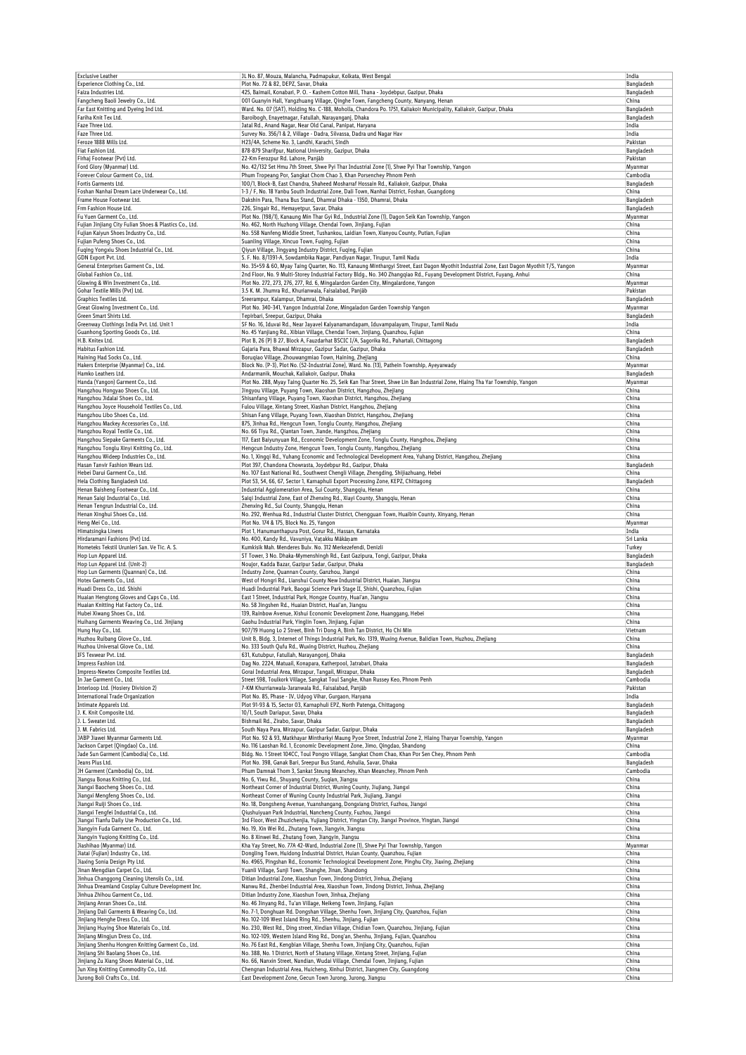| | | |
|---|---|---|
| Exclusive Leather | JL No. 87, Mouza, Malancha, Padmapukur, Kolkata, West Bengal | India |
| Experience Clothing Co., Ltd. | Plot No. 72 & 82, DEPZ, Savar, Dhaka | Bangladesh |
| Faiza Industries Ltd. | 425, Baimail, Konabari, P. O. - Kashem Cotton Mill, Thana - Joydebpur, Gazipur, Dhaka | Bangladesh |
| Fangcheng Baoli Jewelry Co., Ltd. | 001 Guanyin Hall, Yangzhuang Village, Qinghe Town, Fangcheng County, Nanyang, Henan | China |
| Far East Knitting and Dyeing Ind Ltd. | Ward. No. 07 (SAT), Holding No. C-188, Moholla, Chandora Po. 1751. Kaliakoir Municipality, Kaliakoir, Gazipur, Dhaka | Bangladesh |
| Fariha Knit Tex Ltd. | Baroibogh, Enayetnagar, Fatullah, Narayanganj, Dhaka | Bangladesh |
| Faze Three Ltd. | Jatal Rd., Anand Nagar, Near Old Canal, Panipat, Haryana | India |
| Faze Three Ltd. | Survey No. 356/1 & 2, Village - Dadra, Silvassa, Dadra und Nagar Hav | India |
| Feroze 1888 Mills Ltd. | H23/4A, Scheme No. 3, Landhi, Karachi, Sindh | Pakistan |
| Fiat Fashion Ltd. | 878-879 Sharifpur, National University, Gazipur, Dhaka | Bangladesh |
| Firhaj Footwear (Pvt) Ltd. | 22-Km Ferozpur Rd. Lahore, Panjāb | Pakistan |
| Ford Glory (Myanmar) Ltd. | No. 42/132 Set Hmu 7th Street, Shwe Pyi Thar Industrial Zone (1), Shwe Pyi Thar Township, Yangon | Myanmar |
| Forever Colour Garment Co., Ltd. | Phum Tropeang Por, Sangkat Chom Chao 3, Khan Porsenchey Phnom Penh | Cambodia |
| Fortis Garments Ltd. | 100/1, Block-B, East Chandra, Shaheed Mosharraf Hossain Rd., Kaliakoir, Gazipur, Dhaka | Bangladesh |
| Foshan Nanhai Dream Lace Underwear Co., Ltd. | 1-3 / F, No. 18 Yanbu South Industrial Zone, Dali Town, Nanhai District, Foshan, Guangdong | China |
| Frame House Footwear Ltd. | Dakshin Para, Thana Bus Stand, Dhamrai Dhaka - 1350, Dhamrai, Dhaka | Bangladesh |
| Frm Fashion House Ltd. | 226, Singair Rd., Hemayetpur, Savar, Dhaka | Bangladesh |
| Fu Yuen Garment Co., Ltd. | Plot No. (198/1), Kanaung Min Thar Gyi Rd., Industrial Zone (1), Dagon Seik Kan Township, Yangon | Myanmar |
| Fujian Jinjiang City Fulian Shoes & Plastics Co., Ltd. | No. 462, North Huzhong Village, Chendai Town, Jinjiang, Fujian | China |
| Fujian Kaiyun Shoes Industry Co., Ltd. | No. 558 Nanfeng Middle Street, Tushankou, Laidian Town, Xianyou County, Putian, Fujian | China |
| Fujian Pufeng Shoes Co., Ltd. | Suanling Village, Xincuo Town, Fuqing, Fujian | China |
| Fuqing Yongxiu Shoes Industrial Co., Ltd. | Qiyun Village, Jingyang Industry District, Fuqing, Fujian | China |
| GDN Export Pvt. Ltd. | S. F. No. 8/1391-A, Sowdambika Nagar, Pandiyan Nagar, Tirupur, Tamil Nadu | India |
| General Enterprises Garment Co., Ltd. | No. 35+59 & 60, Myay Taing Quarter, No. 113, Kanaung Minthargyi Street, East Dagon Myothit Industrial Zone, East Dagon Myothit T/S, Yangon | Myanmar |
| Global Fashion Co., Ltd. | 2nd Floor, No. 9 Multi-Storey Industrial Factory Bldg., No. 340 Zhangqiao Rd., Fuyang Development District, Fuyang, Anhui | China |
| Glowing & Win Investment Co., Ltd. | Plot No. 272, 273, 276, 277, Rd. 6, Mingalardon Garden City, Mingalardone, Yangon | Myanmar |
| Gohar Textile Mills (Pvt) Ltd. | 3.5 K. M. Jhumra Rd., Khurianwala, Faisalabad, Panjāb | Pakistan |
| Graphics Textiles Ltd. | Sreerampur, Kalampur, Dhamrai, Dhaka | Bangladesh |
| Great Glowing Investment Co., Ltd. | Plot No. 340-341, Yangon Industrial Zone, Mingaladon Garden Township Yangon | Myanmar |
| Green Smart Shirts Ltd. | Tepirbari, Sreepur, Gazipur, Dhaka | Bangladesh |
| Greenway Clothings India Pvt. Ltd. Unit 1 | SF No. 16, Iduvai Rd., Near Jayavel Kalyanamandapam, Iduvampalayam, Tirupur, Tamil Nadu | India |
| Guanhong Sporting Goods Co., Ltd. | No. 45 Yanjiang Rd., Xibian Village, Chendai Town, Jinjiang, Quanzhou, Fujian | China |
| H.B. Knitex Ltd. | Plot B, 26 (P) B 27, Block A, Fauzdarhat BSCIC I/A, Sagorika Rd., Pahartali, Chittagong | Bangladesh |
| Habitus Fashion Ltd. | Gajaria Para, Bhawal Mirzapur, Gazipur Sadar, Gazipur, Dhaka | Bangladesh |
| Haining Had Socks Co., Ltd. | Boruqiao Village, Zhouwangmiao Town, Haining, Zhejiang | China |
| Hakers Enterprise (Myanmar) Co., Ltd. | Block No. (P-3), Plot No. (52-Industrial Zone), Ward. No. (13), Pathein Township, Ayeyarwady | Myanmar |
| Hamko Leathers Ltd. | Andarmanik, Mouchak, Kaliakoir, Gazipur, Dhaka | Bangladesh |
| Handa (Yangon) Garment Co., Ltd. | Plot No. 288, Myay Taing Quarter No. 25, Seik Kan Thar Street, Shwe Lin Ban Industrial Zone, Hlaing Tha Yar Township, Yangon | Myanmar |
| Hangzhou Hongyao Shoes Co., Ltd. | Jingyou Village, Puyang Town, Xiaoshan District, Hangzhou, Zhejiang | China |
| Hangzhou Jidalai Shoes Co., Ltd. | Shisanfang Village, Puyang Town, Xiaoshan District, Hangzhou, Zhejiang | China |
| Hangzhou Joyce Household Textiles Co., Ltd. | Fulou Village, Xintang Street, Xiashan District, Hangzhou, Zhejiang | China |
| Hangzhou Libo Shoes Co., Ltd. | Shisan Fang Village, Puyang Town, Xiaoshan District, Hangzhou, Zhejiang | China |
| Hangzhou Mackey Accessories Co., Ltd. | 875, Jinhua Rd., Hengcun Town, Tonglu County, Hangzhou, Zhejiang | China |
| Hangzhou Royal Textile Co., Ltd. | No. 66 Tiyu Rd., Qiantan Town, Jiande, Hangzhou, Zhejiang | China |
| Hangzhou Siepake Garments Co., Ltd. | 117, East Baiyunyuan Rd., Economic Development Zone, Tonglu County, Hangzhou, Zhejiang | China |
| Hangzhou Tonglu Xinyi Knitting Co., Ltd. | Hengcun Industry Zone, Hengcun Town, Tonglu County, Hangzhou, Zhejiang | China |
| Hangzhou Wideep Industries Co., Ltd. | No. 1, Xingqi Rd., Yuhang Economic and Technological Development Area, Yuhang District, Hangzhou, Zhejiang | China |
| Hasan Tanvir Fashion Wears Ltd. | Plot 397, Chandona Chowrasta, Joydebpur Rd., Gazipur, Dhaka | Bangladesh |
| Hebei Darui Garment Co., Ltd. | No. 107 East National Rd., Southwest Chengli Village, Zhengding, Shijiazhuang, Hebei | China |
| Hela Clothing Bangladesh Ltd. | Plot 53, 54, 66, 67, Sector 1, Karnaphuli Export Processing Zone, KEPZ, Chittagong | Bangladesh |
| Henan Baisheng Footwear Co., Ltd. | Industrial Agglomeration Area, Sui County, Shangqiu, Henan | China |
| Henan Saiqi Industrial Co., Ltd. | Saiqi Industrial Zone, East of Zhenxing Rd., Xiayi County, Shangqiu, Henan | China |
| Henan Tengrun Industrial Co., Ltd. | Zhenxing Rd., Sui County, Shangqiu, Henan | China |
| Henan Xinghui Shoes Co., Ltd. | No. 292, Wenhua Rd., Industrial Cluster District, Chengguan Town, Huaibin County, Xinyang, Henan | China |
| Heng Mei Co., Ltd. | Plot No. 174 & 175, Block No. 25, Yangon | Myanmar |
| Himatsingka Linens | Plot 1, Hanumanthapura Post, Gorur Rd., Hassan, Karnataka | India |
| Hirdaramani Fashions (Pvt) Ltd. | No. 400, Kandy Rd., Vavuniya, Vaṭakku Mākāṇam | Sri Lanka |
| Hometeks Tekstil Urunleri San. Ve Tic. A. S. | Kumkisik Mah. Menderes Bulv. No. 312 Merkezefendi, Denizli | Turkey |
| Hop Lun Apparel Ltd. | ST Tower, 3 No. Dhaka-Mymenshingh Rd., East Gazipura, Tongi, Gazipur, Dhaka | Bangladesh |
| Hop Lun Apparel Ltd. (Unit-2) | Noujor, Kadda Bazar, Gazipur Sadar, Gazipur, Dhaka | Bangladesh |
| Hop Lun Garments (Quannan) Co., Ltd. | Industry Zone, Quannan County, Ganzhou, Jiangxi | China |
| Hotex Garments Co., Ltd. | West of Hongri Rd., Lianshui County New Industrial District, Huaian, Jiangsu | China |
| Huadi Dress Co., Ltd. Shishi | Huadi Industrial Park, Baogai Science Park Stage II, Shishi, Quanzhou, Fujian | China |
| Huaian Hengtong Gloves and Caps Co., Ltd. | East 1 Street, Industrial Park, Hongze Country, Huai'an, Jiangsu | China |
| Huaian Knitting Hat Factory Co., Ltd. | No. 58 Jingshen Rd., Huaian District, Huai'an, Jiangsu | China |
| Hubei Xiwang Shoes Co., Ltd. | 139, Rainbow Avenue, Xishui Economic Development Zone, Huanggang, Hebei | China |
| Huihang Garments Weaving Co., Ltd. Jinjiang | Gaohu Industrial Park, Yinglin Town, Jinjiang, Fujian | China |
| Hung Huy Co., Ltd. | 907/19 Huong Lo 2 Street, Binh Tri Dong A, Binh Tan District, Ho Chi Min | Vietnam |
| Huzhou Ruibang Glove Co., Ltd. | Unit B, Bldg. 3, Internet of Things Industrial Park, No. 1319, Wuxing Avenue, Balidian Town, Huzhou, Zhejiang | China |
| Huzhou Universal Glove Co., Ltd. | No. 333 South Qufu Rd., Wuxing District, Huzhou, Zhejiang | China |
| IFS Texwear Pvt. Ltd. | 631, Kutubpur, Fatullah, Narayangonj, Dhaka | Bangladesh |
| Impress Fashion Ltd. | Dag No. 2224, Matuail, Konapara, Katherpool, Jatrabari, Dhaka | Bangladesh |
| Impress-Newtex Composite Textiles Ltd. | Gorai Industrial Area, Mirzapur, Tangail, Mirzapur, Dhaka | Bangladesh |
| In Jae Garment Co., Ltd. | Street 598, Toulkork Village, Sangkat Toul Sangke, Khan Russey Keo, Phnom Penh | Cambodia |
| Interloop Ltd. (Hosiery Division 2) | 7-KM Khurrianwala-Jaranwala Rd., Faisalabad, Panjāb | Pakistan |
| International Trade Organization | Plot No. 85, Phase - IV, Udyog Vihar, Gurgaon, Haryana | India |
| Intimate Apparels Ltd. | Plot 91-93 & 15, Sector 03, Karnaphuli EPZ, North Patenga, Chittagong | Bangladesh |
| J. K. Knit Composite Ltd. | 10/1, South Dariapur, Savar, Dhaka | Bangladesh |
| J. L. Sweater Ltd. | Bishmail Rd., Zirabo, Savar, Dhaka | Bangladesh |
| J. M. Fabrics Ltd. | South Naya Para, Mirzapur, Gazipur Sadar, Gazipur, Dhaka | Bangladesh |
| JABP Jiawei Myanmar Garments Ltd. | Plot No. 92 & 93, Matkhayar Mintharkyi Maung Pyoe Street, Industrial Zone 2, Hlaing Tharyar Township, Yangon | Myanmar |
| Jackson Carpet (Qingdao) Co., Ltd. | No. 116 Laoshan Rd. 1, Economic Development Zone, Jimo, Qingdao, Shandong | China |
| Jade Sun Garment (Cambodia) Co., Ltd. | Bldg. No. 1 Street 104CC, Toul Pongro Village, Sangkat Chom Chao, Khan Por Sen Chey, Phnom Penh | Cambodia |
| Jeans Plus Ltd. | Plot No. 398, Ganak Bari, Sreepur Bus Stand, Ashulia, Savar, Dhaka | Bangladesh |
| JH Garment (Cambodia) Co., Ltd. | Phum Damnak Thom 3, Sankat Steung Meanchey, Khan Meanchey, Phnom Penh | Cambodia |
| Jiangsu Bonas Knitting Co., Ltd. | No. 6, Yiwu Rd., Shuyang County, Suqian, Jiangsu | China |
| Jiangxi Baocheng Shoes Co., Ltd. | Northeast Corner of Industrial District, Wuning County, Jiujiang, Jiangxi | China |
| Jiangxi Mengfeng Shoes Co., Ltd. | Northeast Corner of Wuning County Industrial Park, Jiujiang, Jiangxi | China |
| Jiangxi Ruiji Shoes Co., Ltd. | No. 18, Dongsheng Avenue, Yuanshangang, Dongxiang District, Fuzhou, Jiangxi | China |
| Jiangxi Tengfei Industrial Co., Ltd. | Qiushuiyuan Park Industrial, Nancheng County, Fuzhou, Jiangxi | China |
| Jiangxi Tianfu Daily Use Production Co., Ltd. | 3rd Floor, West Zhuzichenjia, Yujiang District, Yingtan City, Jiangxi Province, Yingtan, Jiangxi | China |
| Jiangyin Fuda Garment Co., Ltd. | No. 19, Xin Wei Rd., Zhutang Town, Jiangyin, Jiangsu | China |
| Jiangyin Yuqiong Knitting Co., Ltd. | No. 8 Xinwei Rd., Zhutang Town, Jiangyin, Jiangsu | China |
| Jiashihao (Myanmar) Ltd. | Kha Yay Street, No. 77A 42-Ward, Industrial Zone (1), Shwe Pyi Thar Township, Yangon | Myanmar |
| Jiatai (Fujian) Industry Co., Ltd. | Dongling Town, Huidong Industrial District, Huian County, Quanzhou, Fujian | China |
| Jiaxing Sonia Design Pty Ltd. | No. 4965, Pingshan Rd., Economic Technological Development Zone, Pinghu City, Jiaxing, Zhejiang | China |
| Jinan Mengdian Carpet Co., Ltd. | Yuanli Village, Sunji Town, Shanghe, Jinan, Shandong | China |
| Jinhua Changgong Cleaning Utensils Co., Ltd. | Ditian Industrial Zone, Xiaoshun Town, Jindong District, Jinhua, Zhejiang | China |
| Jinhua Dreamland Cosplay Culture Development Inc. | Nanwu Rd., Zhenbei Industrial Area, Xiaoshun Town, Jindong District, Jinhua, Zhejiang | China |
| Jinhua Zhihou Garment Co., Ltd. | Ditian Industry Zone, Xiaoshun Town, Jinhua, Zhejiang | China |
| Jinjiang Anran Shoes Co., Ltd. | No. 46 Jinyang Rd., Tu'an Village, Neikeng Town, Jinjiang, Fujian | China |
| Jinjiang Dali Garments & Weaving Co., Ltd. | No. 7-1, Donghuan Rd. Dongshan Village, Shenhu Town, Jinjiang City, Quanzhou, Fujian | China |
| Jinjiang Henghe Dress Co., Ltd. | No. 102-109 West Island Ring Rd., Shenhu, Jinjiang, Fujian | China |
| Jinjiang Huying Shoe Materials Co., Ltd. | No. 230, West Rd., Ding street, Xindian Village, Chidian Town, Quanzhou, Jinjiang, Fujian | China |
| Jinjiang Mingjun Dress Co., Ltd. | No. 102-109, Western Island Ring Rd., Dong'an, Shenhu, Jinjiang, Fujian, Quanzhou | China |
| Jinjiang Shenhu Hongren Knitting Garment Co., Ltd. | No. 76 East Rd., Kengbian Village, Shenhu Town, Jinjiang City, Quanzhou, Fujian | China |
| Jinjiang Shi Baolang Shoes Co., Ltd. | No. 388, No. 1 District, North of Shatang Village, Xintang Street, Jinjiang, Fujian | China |
| Jinjiang Zu Xiang Shoes Material Co., Ltd. | No. 66, Nanxin Street, Nandian, Wudai Village, Chendai Town, Jinjiang, Fujian | China |
| Jun Xing Knitting Commodity Co., Ltd. | Chengnan Industrial Area, Huicheng, Xinhui District, Jiangmen City, Guangdong | China |
| Jurong Boli Crafts Co., Ltd. | East Development Zone, Gecun Town Jurong, Jurong, Jiangsu | China |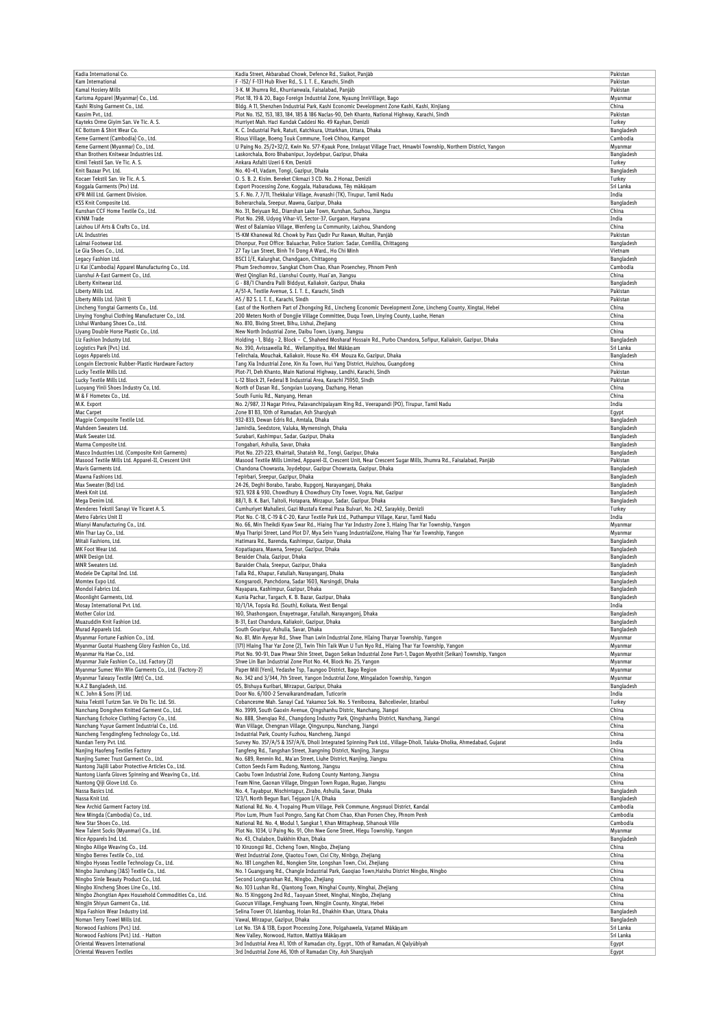| Kadia International Co. | Kadia Street, Akbarabad Chowk, Defence Rd., Sialkot, Panjāb | Pakistan |
|---|---|---|
| Kam International | F -152/ F-131 Hub River Rd., S. I. T. E., Karachi, Sindh | Pakistan |
| Kamal Hosiery Mills | 3-K. M Jhumra Rd., Khurrianwala, Faisalabad, Panjāb | Pakistan |
| Karisma Apparel (Myanmar) Co., Ltd. | Plot 18, 19 & 20, Bago Foreign Industrial Zone, Nyaung InnVillage, Bago | Myanmar |
| Kashi Rising Garment Co., Ltd. | Bldg. A 11, Shenzhen Industrial Park, Kashi Economic Development Zone Kashi, Kashi, Xinjiang | China |
| Kassim Pvt., Ltd. | Plot No. 152, 153, 183, 184, 185 & 186 Naclas-90, Deh Khanto, National Highway, Karachi, Sindh | Pakistan |
| Kayteks Orme Giyim San. Ve Tic. A. S. | Hurriyet Mah. Haci Kundak Caddesi No. 49 Kayhan, Denizli | Turkey |
| KC Bottom & Shirt Wear Co. | K. C. Industrial Park, Ratuti, Katchkura, Uttarkhan, Uttara, Dhaka | Bangladesh |
| Keme Garment (Cambodia) Co., Ltd. | Rlous Village, Boeng Touk Commune, Toek Chhou, Kampot | Cambodia |
| Keme Garment (Myanmar) Co., Ltd. | U Paing No. 25/2+32/2, Kwin No. 577-Kyauk Pone, Innlayat Village Tract, Hmawbi Township, Northern District, Yangon | Myanmar |
| Khan Brothers Knitwear Industries Ltd. | Laskerchala, Boro Bhabanipur, Joydebpur, Gazipur, Dhaka | Bangladesh |
| Kimil Tekstil San. Ve Tic. A. S. | Ankara Asfalti Uzeri 6 Km, Denizli | Turkey |
| Knit Bazaar Pvt. Ltd. | No. 40-41, Vadam, Tongi, Gazipur, Dhaka | Bangladesh |
| Kocaer Tekstil San. Ve Tic. A. S. | O. S. B. 2. Kisim. Bereket Cikmazi 3 CD. No. 2 Honaz, Denizli | Turkey |
| Koggala Garments (Pvt) Ltd. | Export Processing Zone, Koggala, Habaraduwa, Tĕn mākāṇam | Sri Lanka |
| KPR Mill Ltd. Garment Division. | S. F. No. 7, 7/11, Thekkalur Village, Avanashi (TK), Tirupur, Tamil Nadu | India |
| KSS Knit Composite Ltd. | Boherarchala, Sreepur, Mawna, Gazipur, Dhaka | Bangladesh |
| Kunshan CCF Home Textile Co., Ltd. | No. 31, Beiyuan Rd., Dianshan Lake Town, Kunshan, Suzhou, Jiangsu | China |
| KVNM Trade | Plot No. 298, Udyog Vihar-VI, Sector-37, Gurgaon, Haryana | India |
| Laizhou Lif Arts & Crafts Co., Ltd. | West of Balamiao Village, Wenfeng Lu Community, Laizhou, Shandong | China |
| LAL Industries | 15-KM Khanewal Rd. Chowk by Pass Qadir Pur Rawan, Multan, Panjāb | Pakistan |
| Lalmai Footwear Ltd. | Dhonpur, Post Office: Baluachar, Police Station: Sadar, Comillia, Chittagong | Bangladesh |
| Le Gia Shoes Co., Ltd. | 27 Tay Lan Street, Binh Tri Dong A Ward., Ho Chi Minh | Vietnam |
| Legacy Fashion Ltd. | BSCI I/E, Kalurghat, Chandgaon, Chittagong | Bangladesh |
| Li Kai (Cambodia) Apparel Manufacturing Co., Ltd. | Phum Srechomrov, Sangkat Chom Chao, Khan Posenchey, Phnom Penh | Cambodia |
| Lianshui A-East Garment Co., Ltd. | West Qinglian Rd., Lianshui County, Huai'an, Jiangsu | China |
| Liberty Knitwear Ltd. | G - 88/1 Chandra Palli Biddyut, Kaliakoir, Gazipur, Dhaka | Bangladesh |
| Liberty Mills Ltd. | A/51-A, Textile Avenue, S. I. T. E., Karachi, Sindh | Pakistan |
| Liberty Mills Ltd. (Unit 1) | A5 / B2 S. I. T. E., Karachi, Sindh | Pakistan |
| Lincheng Yongtai Garments Co., Ltd. | East of the Northern Part of Zhongxing Rd., Lincheng Economic Development Zone, Lincheng County, Xingtai, Hebei | China |
| Linying Yonghui Clothing Manufacturer Co., Ltd. | 200 Meters North of Dongjie Village Committee, Duqu Town, Linying County, Luohe, Henan | China |
| Lishui Wanbang Shoes Co., Ltd. | No. 810, Bixing Street, Bihu, Lishui, Zhejiang | China |
| Liyang Double Horse Plastic Co., Ltd. | New North Industrial Zone, Daibu Town, Liyang, Jiangsu | China |
| Liz Fashion Industry Ltd. | Holding - 1, Bldg - 2, Block - C, Shaheed Mosharaf Hossain Rd., Purbo Chandora, Sofipur, Kaliakoir, Gazipur, Dhaka | Bangladesh |
| Logistics Park (Pvt.) Ltd. | No. 390, Avissawella Rd., Wellampitiya, Mel Mākāṇam | Sri Lanka |
| Logos Apparels Ltd. | Telirchala, Mouchak, Kaliakoir, House No. 414 Mouza Ko, Gazipur, Dhaka | Bangladesh |
| Longxin Electronic Rubber-Plastic Hardware Factory | Tang Xia Industrial Zone, Xin Xu Town, Hui Yang District, Huizhou, Guangdong | China |
| Lucky Textile Mills Ltd. | Plot-71, Deh Khanto, Main National Highway, Landhi, Karachi, Sindh | Pakistan |
| Lucky Textile Mills Ltd. | L-12 Block 21, Federal B Industrial Area, Karachi 75950, Sindh | Pakistan |
| Luoyang Yinli Shoes Industry Co, Ltd. | North of Dasan Rd., Songxian Luoyang, Dazhang, Henan | China |
| M & F Hometex Co., Ltd. | South Funiu Rd., Nanyang, Henan | China |
| M.K. Export | No. 2/987, JJ Nagar Pirivu, Palavanchipalayam Ring Rd., Veerapandi (PO), Tirupur, Tamil Nadu | India |
| Mac Carpet | Zone B1 B3, 10th of Ramadan, Ash Sharqiyah | Egypt |
| Magpie Composite Textile Ltd. | 932-833, Dewan Edris Rd., Amtala, Dhaka | Bangladesh |
| Mahdeen Sweaters Ltd. | Jamirdia, Seedstore, Valuka, Mymensingh, Dhaka | Bangladesh |
| Mark Sweater Ltd. | Surabari, Kashimpur, Sadar, Gazipur, Dhaka | Bangladesh |
| Marma Composite Ltd. | Tongabari, Ashulia, Savar, Dhaka | Bangladesh |
| Masco Industries Ltd. (Composite Knit Garments) | Plot No. 221-223, Khairtail, Shataish Rd., Tongi, Gazipur, Dhaka | Bangladesh |
| Masood Textile Mills Ltd. Apparel-II, Crescent Unit | Masood Textile Mills Limited, Apparel-II, Crescent Unit, Near Crescent Sugar Mills, Jhumra Rd., Faisalabad, Panjāb | Pakistan |
| Mavis Garments Ltd. | Chandona Chowrasta, Joydebpur, Gazipur Chowrasta, Gazipur, Dhaka | Bangladesh |
| Mawna Fashions Ltd. | Tepirbari, Sreepur, Gazipur, Dhaka | Bangladesh |
| Max Sweater (Bd) Ltd. | 24-26, Deghi Borabo, Tarabo, Rupgonj, Narayanganj, Dhaka | Bangladesh |
| Meek Knit Ltd. | 923, 928 & 930, Chowdhury & Chowdhury City Tower, Vogra, Nat, Gazipur | Bangladesh |
| Mega Denim Ltd. | 88/1, B. K. Bari, Taltoli, Hotapara, Mirzapur, Sadar, Gazipur, Dhaka | Bangladesh |
| Menderes Tekstil Sanayi Ve Ticaret A. S. | Cumhuriyet Mahallesi, Gazi Mustafa Kemal Pasa Bulvari, No. 242, Sarayköy, Denizli | Turkey |
| Metro Fabrics Unit II | Plot No. C-18, C-19 & C-20, Karur Textile Park Ltd., Puthampur Village, Karur, Tamil Nadu | India |
| Mianyi Manufacturing Co., Ltd. | No. 66, Min Theikdi Kyaw Swar Rd., Hlaing Thar Yar Industry Zone 3, Hlaing Thar Yar Township, Yangon | Myanmar |
| Min Thar Lay Co., Ltd. | Mya Tharipi Street, Land Plot D7, Mya Sein Yuang IndustrialZone, Hlaing Thar Yar Township, Yangon | Myanmar |
| Mitali Fashions, Ltd. | Hatimara Rd., Barenda, Kashimpur, Gazipur, Dhaka | Bangladesh |
| MK Foot Wear Ltd. | Kopatiapara, Mawna, Sreepur, Gazipur, Dhaka | Bangladesh |
| MNR Design Ltd. | Beraider Chala, Gazipur, Dhaka | Bangladesh |
| MNR Sweaters Ltd. | Baraider Chala, Sreepur, Gazipur, Dhaka | Bangladesh |
| Modele De Capital Ind. Ltd. | Talla Rd., Khapur, Fatullah, Narayanganj, Dhaka | Bangladesh |
| Momtex Expo Ltd. | Kongsarodi, Panchdona, Sadar 1603, Narsingdi, Dhaka | Bangladesh |
| Mondol Fabrics Ltd. | Nayapara, Kashimpur, Gazipur, Dhaka | Bangladesh |
| Moonlight Garments, Ltd. | Kunia Pachar, Targach, K. B. Bazar, Gazipur, Dhaka | Bangladesh |
| Mosay International Pvt. Ltd. | 10/1/1A, Topsia Rd. (South), Kolkata, West Bengal | India |
| Mother Color Ltd. | 160, Shashongaon, Enayetnagar, Fatullah, Narayangonj, Dhaka | Bangladesh |
| Muazuddin Knit Fashion Ltd. | B-31, East Chandura, Kaliakoir, Gazipur, Dhaka | Bangladesh |
| Murad Apparels Ltd. | South Gouripur, Ashulia, Savar, Dhaka | Bangladesh |
| Myanmar Fortune Fashion Co., Ltd. | No. 81, Min Ayeyar Rd., Shwe Than Lwin Industrial Zone, Hlaing Tharyar Township, Yangon | Myanmar |
| Myanmar Guotai Huasheng Glory Fashion Co., Ltd. | (171) Hlaing Thar Yar Zone (2), Twin Thin Taik Wun U Tun Nyo Rd., Hlaing Thar Yar Township, Yangon | Myanmar |
| Myanmar Ha Hae Co., Ltd. | Plot No. 90-91, Daw Phwar Shin Street, Dagon Seikan Industrial Zone Part-1, Dagon Myothit (Seikan) Township, Yangon | Myanmar |
| Myanmar Jiale Fashion Co., Ltd. Factory (2) | Shwe Lin Ban Industrial Zone Plot No. 44, Block No. 25, Yangon | Myanmar |
| Myanmar Sumec Win Win Garments Co., Ltd. (Factory-2) | Paper Mill (Yeni), Yedashe Tsp, Taungoo District, Bago Region | Myanmar |
| Myanmar Taieasy Textile (Mtt) Co., Ltd. | No. 342 and 3/344, 7th Street, Yangon Industrial Zone, Mingaladon Township, Yangon | Myanmar |
| N.A.Z Bangladesh, Ltd. | 05, Bishuya Kuribari, Mirzapur, Gazipur, Dhaka | Bangladesh |
| N.C. John & Sons (P) Ltd. | Door No. 6/100-2 Servaikarandmadam, Tuticorin | India |
| Naisa Tekstil Turizm San. Ve Dis Tic. Ltd. Sti. | Cobancesme Mah. Sanayi Cad. Yakamoz Sok. No. 5 Yenibosna, Bahcelievler, Istanbul | Turkey |
| Nanchang Dongshen Knitted Garment Co., Ltd. | No. 3999, South Gaoxin Avenue, Qingshanhu Distric, Nanchang, Jiangxi | China |
| Nanchang Echoice Clothing Factory Co., Ltd. | No. 888, Shengiao Rd., Changdong Industry Park, Qingshanhu District, Nanchang, Jiangxi | China |
| Nanchang Yuyue Garment Industrial Co., Ltd. | Wan Village, Chengnan Village, Qingyunpu, Nanchang, Jiangxi | China |
| Nancheng Tengdingfeng Technology Co., Ltd. | Industrial Park, County Fuzhou, Nancheng, Jiangxi | China |
| Nandan Terry Pvt. Ltd. | Survey No. 357/A/5 & 357/A/6, Dholi Integrated Spinning Park Ltd., Village-Dholi, Taluka-Dholka, Ahmedabad, Gujarat | India |
| Nanjing Haofeng Textiles Factory | Tangfeng Rd., Tangshan Street, Jiangning District, Nanjing, Jiangsu | China |
| Nanjing Sumec Trust Garment Co., Ltd. | No. 689, Renmin Rd., Ma'an Street, Liuhe District, Nanjing, Jiangsu | China |
| Nantong Jiajli Labor Protective Articles Co., Ltd. | Cotton Seeds Farm Rudong, Nantong, Jiangsu | China |
| Nantong Lianfa Gloves Spinning and Weaving Co., Ltd. | Caobu Town Industrial Zone, Rudong County Nantong, Jiangsu | China |
| Nantong Qiji Glove Ltd. Co. | Team Nine, Gaonan Village, Dingyan Town Rugao, Rugao, Jiangsu | China |
| Nassa Basics Ltd. | No. 4, Tayabpur, Nischintapur, Zirabo, Ashulia, Savar, Dhaka | Bangladesh |
| Nassa Knit Ltd. | 123/1, North Begun Bari, Tejgaon I/A, Dhaka | Bangladesh |
| New Archid Garment Factory Ltd. | National Rd. No. 4, Tropaing Phum Village, Peik Commune, Angsnuol District, Kandal | Cambodia |
| New Mingda (Cambodia) Co., Ltd. | Plov Lum, Phum Tuol Pongro, Sang Kat Chom Chao, Khan Porsen Chey, Phnom Penh | Cambodia |
| New Star Shoes Co., Ltd. | National Rd. No. 4, Modul 1, Sangkat 1, Khan Mittapheap, Sihanouk Ville | Cambodia |
| New Talent Socks (Myanmar) Co., Ltd. | Plot No. 1034, U Paing No. 91, Ohn Nwe Gone Street, Hlegu Township, Yangon | Myanmar |
| Nice Apparels Ind. Ltd. | No. 43, Chalabon, Dakkhin Khan, Dhaka | Bangladesh |
| Ningbo Ailige Weaving Co., Ltd. | 10 Xinzongsi Rd., Cicheng Town, Ningbo, Zhejiang | China |
| Ningbo Berrex Textile Co., Ltd. | West Industrial Zone, Qiaotou Town, Cixi City, Ninbgo, Zhejiang | China |
| Ningbo Hyseas Textile Technology Co., Ltd. | No. 181 Longzhen Rd., Nongken Site, Longshan Town, Cixi, Zhejiang | China |
| Ningbo Jianshang (J&S) Textile Co., Ltd. | No. 1 Guangyang Rd., Changle Industrial Park, Gaoqiao Town,Haishu District Ningbo, Ningbo | China |
| Ningbo Sinle Beauty Product Co., Ltd. | Second Longtanshan Rd., Ningbo, Zhejiang | China |
| Ningbo Xincheng Shoes Line Co., Ltd. | No. 103 Lushan Rd., Qiantong Town, Ninghai County, Ninghai, Zhejiang | China |
| Ningbo Zhongtian Apex Household Commodities Co., Ltd. | No. 15 Xinggong 2nd Rd., Taoyuan Street, Ninghai, Ningbo, Zhejiang | China |
| Ningjin Shiyun Garment Co., Ltd. | Guocun Village, Fenghuang Town, Ningjin County, Xingtai, Hebei | China |
| Nipa Fashion Wear Industry Ltd. | Selina Tower 01, Islambag, Holan Rd., Dhakhin Khan, Uttara, Dhaka | Bangladesh |
| Noman Terry Towel Mills Ltd. | Vawal, Mirzapur, Gazipur, Dhaka | Bangladesh |
| Norwood Fashions (Pvt.) Ltd. | Lot No. 13A & 13B, Export Processing Zone, Polgahawela, Vaṭamel Mākāṇam | Sri Lanka |
| Norwood Fashions (Pvt.) Ltd. - Hatton | New Valley, Norwood, Hatton, Mattiya Mākāṇam | Sri Lanka |
| Oriental Weavers International | 3rd Industrial Area A1, 10th of Ramadan city, Egypt., 10th of Ramadan, Al Qalyūbīyah | Egypt |
| Oriental Weavers Textiles | 3rd Industrial Zone A6, 10th of Ramadan City, Ash Sharqiyah | Egypt |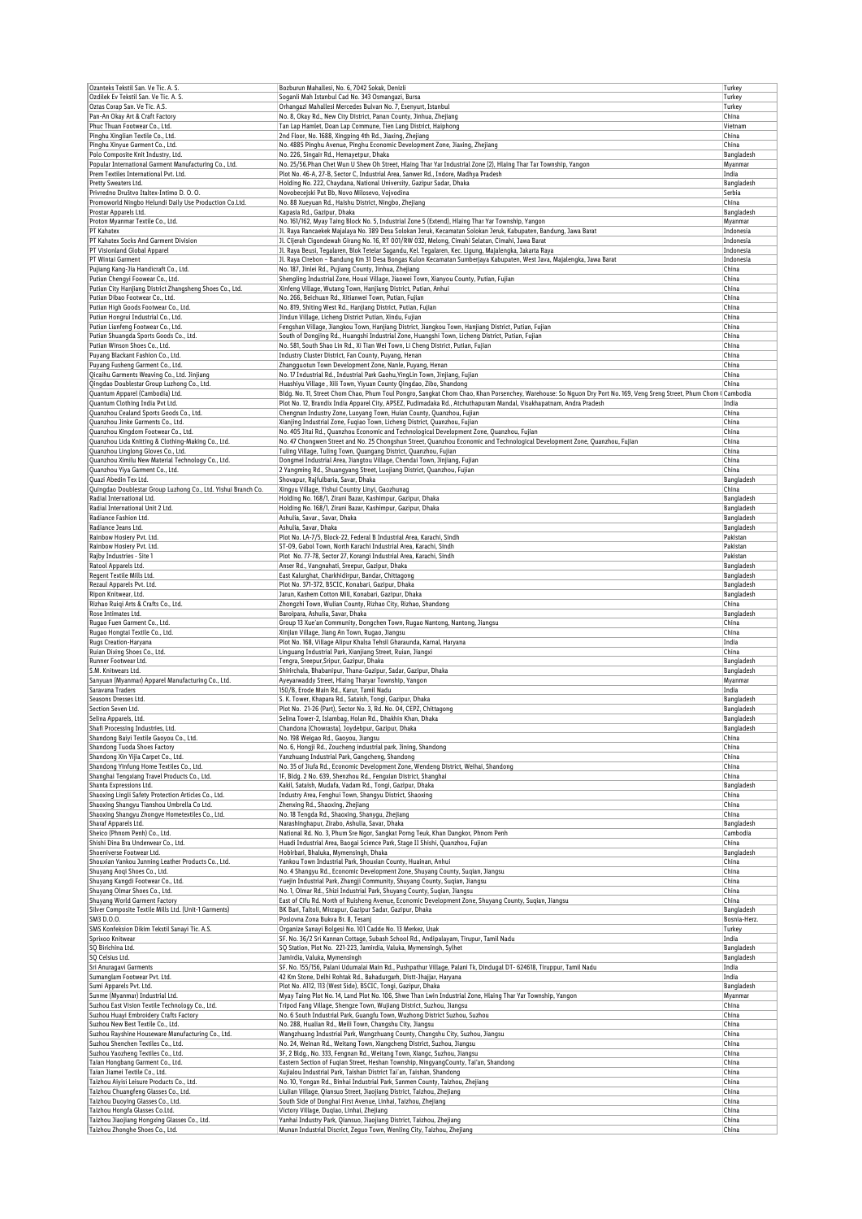| | | |
|---|---|---|
| Ozanteks Tekstil San. Ve Tic. A. S. | Bozburun Mahallesi, No. 6, 7042 Sokak, Denizli | Turkey |
| Ozdilek Ev Tekstil San. Ve Tic. A. S. | Soganli Mah Istanbul Cad No. 343 Osmangazi, Bursa | Turkey |
| Oztas Corap San. Ve Tic. A.S. | Orhangazi Mahallesi Mercedes Bulvarı No. 7, Esenyurt, Istanbul | Turkey |
| Pan-An Okay Art & Craft Factory | No. 8, Okay Rd., New City District, Panan County, Jinhua, Zhejiang | China |
| Phuc Thuan Footwear Co., Ltd. | Tan Lap Hamlet, Doan Lap Commune, Tien Lang District, Haiphong | Vietnam |
| Pinghu Xinglian Textile Co., Ltd. | 2nd Floor, No. 1688, Xingping 4th Rd., Jiaxing, Zhejiang | China |
| Pinghu Xinyue Garment Co., Ltd. | No. 4885 Pinghu Avenue, Pinghu Economic Development Zone, Jiaxing, Zhejiang | China |
| Polo Composite Knit Industry, Ltd. | No. 226, Singair Rd., Hemayetpur, Dhaka | Bangladesh |
| Popular International Garment Manufacturing Co., Ltd. | No. 25/56.Phan Chet Wun U Shew Oh Street, Hlaing Thar Yar Industrial Zone (2), Hlaing Thar Tar Township, Yangon | Myanmar |
| Prem Textiles International Pvt. Ltd. | Plot No. 46-A, 27-B, Sector C, Industrial Area, Sanwer Rd., Indore, Madhya Pradesh | India |
| Pretty Sweaters Ltd. | Holding No. 222, Chaydana, National University, Gazipur Sadar, Dhaka | Bangladesh |
| Privredno Društvo Italtex-Intimo D. O. O. | Novobecejski Put Bb, Novo Milosevo, Vojvodina | Serbia |
| Promoworld Ningbo Helundi Daily Use Production Co.Ltd. | No. 88 Xueyuan Rd., Haishu District, Ningbo, Zhejiang | China |
| Prostar Apparels Ltd. | Kapasia Rd., Gazipur, Dhaka | Bangladesh |
| Proton Myanmar Textile Co., Ltd. | No. 161/162, Myay Taing Block No. 5, Industrial Zone 5 (Extend), Hlaing Thar Yar Township, Yangon | Myanmar |
| PT Kahatex | Jl. Raya Rancaekek Majalaya No. 389 Desa Solokan Jeruk, Kecamatan Solokan Jeruk, Kabupaten, Bandung, Jawa Barat | Indonesia |
| PT Kahatex Socks And Garment Division | Jl. Cijerah Cigondewah Girang No. 16, RT 001/RW 032, Melong, Cimahi Selatan, Cimahi, Jawa Barat | Indonesia |
| PT Visionland Global Apparel | Jl. Raya Beusi, Tegalaren, Blok Tetelar Sagandu, Kel. Tegalaren, Kec. Ligung, Majalengka, Jakarta Raya | Indonesia |
| PT Wintai Garment | Jl. Raya Cirebon - Bandung Km 31 Desa Bongas Kulon Kecamatan Sumberjaya Kabupaten, West Java, Majalengka, Jawa Barat | Indonesia |
| Pujiang Kang-Jia Handicraft Co., Ltd. | No. 187, Jinlei Rd., Pujiang County, Jinhua, Zhejiang | China |
| Putian Chengyi Foowear Co., Ltd. | Shengling Industrial Zone, Houxi Village, Jiaowei Town, Xianyou County, Putian, Fujian | China |
| Putian City Hanjiang District Zhangsheng Shoes Co., Ltd. | Xinfeng Village, Wutang Town, Hanjiang District, Putian, Anhui | China |
| Putian Dibao Footwear Co., Ltd. | No. 266, Beichuan Rd., Xitianwei Town, Putian, Fujian | China |
| Putian High Goods Footwear Co., Ltd. | No. 819, Shiting West Rd., Hanjiang District, Putian, Fujian | China |
| Putian Hongrui Industrial Co., Ltd. | Jindun Village, Licheng District Putian, Xindu, Fujian | China |
| Putian Lianfeng Footwear Co., Ltd. | Fengshan Village, Jiangkou Town, Hanjiang District, Jiangkou Town, Hanjiang District, Putian, Fujian | China |
| Putian Shuangda Sports Goods Co., Ltd. | South of Dongjing Rd., Huangshi Industrial Zone, Huangshi Town, Licheng District, Putian, Fujian | China |
| Putian Winson Shoes Co., Ltd. | No. 581, South Shao Lin Rd., Xi Tian Wei Town, Li Cheng District, Putian, Fujian | China |
| Puyang Blackant Fashion Co., Ltd. | Industry Cluster District, Fan County, Puyang, Henan | China |
| Puyang Fusheng Garment Co., Ltd. | Zhangguotun Town Development Zone, Nanle, Puyang, Henan | China |
| Qicaihu Garments Weaving Co., Ltd. Jinjiang | No. 17 Industrial Rd., Industrial Park Gaohu,YingLin Town, Jinjiang, Fujian | China |
| Qingdao Doublestar Group Luzhong Co., Ltd. | Huashiyu Village , Xili Town, Yiyuan County Qingdao, Zibo, Shandong | China |
| Quantum Apparel (Cambodia) Ltd. | Bldg. No. 11, Street Chom Chao, Phum Toul Pongro, Sangkat Chom Chao, Khan Porsenchey, Warehouse: So Nguon Dry Port No. 169, Veng Sreng Street, Phum Chom Chao | Cambodia |
| Quantum Clothing India Pvt Ltd. | Plot No. 12, Brandix India Apparel City, APSEZ, Pudimadaka Rd., Atchuthapuram Mandal, Visakhapatnam, Andra Pradesh | India |
| Quanzhou Cealand Sports Goods Co., Ltd. | Chengnan Industry Zone, Luoyang Town, Huian County, Quanzhou, Fujian | China |
| Quanzhou Jinke Garments Co., Ltd. | Xianjing Industrial Zone, Fuqiao Town, Licheng District, Quanzhou, Fujian | China |
| Quanzhou Kingdom Footwear Co., Ltd. | No. 405 Jitai Rd., Quanzhou Economic and Technological Development Zone, Quanzhou, Fujian | China |
| Quanzhou Lida Knitting & Clothing-Making Co., Ltd. | No. 47 Chongwen Street and No. 25 Chongshun Street, Quanzhou Economic and Technological Development Zone, Quanzhou, Fujian | China |
| Quanzhou Linglong Gloves Co., Ltd. | Tuling Village, Tuling Town, Quangang District, Quanzhou, Fujian | China |
| Quanzhou Ximilu New Material Technology Co., Ltd. | Dongmei Industrial Area, Jiangtou Village, Chendai Town, Jinjiang, Fujian | China |
| Quanzhou Yiya Garment Co., Ltd. | 2 Yangming Rd., Shuangyang Street, Luojiang District, Quanzhou, Fujian | China |
| Quazi Abedin Tex Ltd. | Shovapur, Rajfulbaria, Savar, Dhaka | Bangladesh |
| Quingdao Doublestar Group Luzhong Co., Ltd. Yishui Branch Co. | Xingyu Village, Yishui Country Linyi, Gaozhunag | China |
| Radial International Ltd. | Holding No. 168/1, Zirani Bazar, Kashimpur, Gazipur, Dhaka | Bangladesh |
| Radial International Unit 2 Ltd. | Holding No. 168/1, Zirani Bazar, Kashimpur, Gazipur, Dhaka | Bangladesh |
| Radiance Fashion Ltd. | Ashulia, Savar., Savar, Dhaka | Bangladesh |
| Radiance Jeans Ltd. | Ashulia, Savar, Dhaka | Bangladesh |
| Rainbow Hosiery Pvt. Ltd. | Plot No. LA-7/5, Block-22, Federal B Industrial Area, Karachi, Sindh | Pakistan |
| Rainbow Hosiery Pvt. Ltd. | ST-09, Gabol Town, North Karachi Industrial Area, Karachi, Sindh | Pakistan |
| Rajby Industries - Site 1 | Plot No. 77-78, Sector 27, Korangi Industrial Area, Karachi, Sindh | Pakistan |
| Ratool Apparels Ltd. | Anser Rd., Vangnahati, Sreepur, Gazipur, Dhaka | Bangladesh |
| Regent Textile Mills Ltd. | East Kalurghat, Charkhidirpur, Bandar, Chittagong | Bangladesh |
| Rezaul Apparels Pvt. Ltd. | Plot No. 371-372, BSCIC, Konabari, Gazipur, Dhaka | Bangladesh |
| Ripon Knitwear, Ltd. | Jarun, Kashem Cotton Mill, Konabari, Gazipur, Dhaka | Bangladesh |
| Rizhao Ruiqi Arts & Crafts Co., Ltd. | Zhongzhi Town, Wulian County, Rizhao City, Rizhao, Shandong | China |
| Rose Intimates Ltd. | Baroipara, Ashulia, Savar, Dhaka | Bangladesh |
| Rugao Fuen Garment Co., Ltd. | Group 13 Xue'an Community, Dongchen Town, Rugao Nantong, Nantong, Jiangsu | China |
| Rugao Hongtai Textile Co., Ltd. | Xinjian Village, Jiang An Town, Rugao, Jiangsu | China |
| Rugs Creation-Haryana | Plot No. 168, Village Alipur Khalsa Tehsil Gharaunda, Karnal, Haryana | India |
| Ruian Dixing Shoes Co., Ltd. | Linguang Industrial Park, Xianjiang Street, Ruian, Jiangxi | China |
| Runner Footwear Ltd. | Tengra, Sreepur,Sripur, Gazipur, Dhaka | Bangladesh |
| S.M. Knitwears Ltd. | Shirirchala, Bhabanipur, Thana-Gazipur, Sadar, Gazipur, Dhaka | Bangladesh |
| Sanyuan (Myanmar) Apparel Manufacturing Co., Ltd. | Ayeyarwaddy Street, Hlaing Tharyar Township, Yangon | Myanmar |
| Saravana Traders | 150/B, Erode Main Rd., Karur, Tamil Nadu | India |
| Seasons Dresses Ltd. | S. K. Tower, Khapara Rd., Sataish, Tongi, Gazipur, Dhaka | Bangladesh |
| Section Seven Ltd. | Plot No. 21-26 (Part), Sector No. 3, Rd. No. 04, CEPZ, Chittagong | Bangladesh |
| Selina Apparels, Ltd. | Selina Tower-2, Islambag, Holan Rd., Dhakhin Khan, Dhaka | Bangladesh |
| Shafi Processing Industries, Ltd. | Chandona (Chowrasta), Joydebpur, Gazipur, Dhaka | Bangladesh |
| Shandong Baiyi Textile Gaoyou Co., Ltd. | No. 198 Weigao Rd., Gaoyou, Jiangsu | China |
| Shandong Tuoda Shoes Factory | No. 6, Hongji Rd., Zoucheng industrial park, Jining, Shandong | China |
| Shandong Xin Yijia Carpet Co., Ltd. | Yanzhuang Industrial Park, Gangcheng, Shandong | China |
| Shandong Yinfung Home Textiles Co., Ltd. | No. 35 of Jiufa Rd., Economic Development Zone, Wendeng District, Weihai, Shandong | China |
| Shanghai Tengxiang Travel Products Co., Ltd. | 1F, Bldg. 2 No. 639, Shenzhou Rd., Fengxian District, Shanghai | China |
| Shanta Expressions Ltd. | Kakil, Sataish, Mudafa, Vadam Rd., Tongi, Gazipur, Dhaka | Bangladesh |
| Shaoxing Lingli Safety Protection Articles Co., Ltd. | Industry Area, Fenghui Town, Shangyu District, Shaoxing | China |
| Shaoxing Shangyu Tianshou Umbrella Co Ltd. | Zhenxing Rd., Shaoxing, Zhejiang | China |
| Shaoxing Shangyu Zhongye Hometextiles Co., Ltd. | No. 18 Tengda Rd., Shaoxing, Shanygu, Zhejiang | China |
| Sharaf Apparels Ltd. | Narashinghapur, Zirabo, Ashulia, Savar, Dhaka | Bangladesh |
| Sheico (Phnom Penh) Co., Ltd. | National Rd. No. 3, Phum Sre Ngor, Sangkat Porng Teuk, Khan Dangkor, Phnom Penh | Cambodia |
| Shishi Dina Bra Underwear Co., Ltd. | Huadi Industrial Area, Baogai Science Park, Stage II Shishi, Quanzhou, Fujian | China |
| Shoeniverse Footwear Ltd. | Hobirbari, Bhaluka, Mymensingh, Dhaka | Bangladesh |
| Shouxian Yankou Junning Leather Products Co., Ltd. | Yankou Town Industrial Park, Shouxian County, Huainan, Anhui | China |
| Shuyang Aoqi Shoes Co., Ltd. | No. 4 Shangyu Rd., Economic Development Zone, Shuyang County, Suqian, Jiangsu | China |
| Shuyang Kangdi Footwear Co., Ltd. | Yuejin Industrial Park, Zhangji Community, Shuyang County, Suqian, Jiangsu | China |
| Shuyang Olmar Shoes Co., Ltd. | No. 1, Olmar Rd., Shizi Industrial Park, Shuyang County, Suqian, Jiangsu | China |
| Shuyang World Garment Factory | East of Cifu Rd. North of Ruisheng Avenue, Economic Development Zone, Shuyang County, Suqian, Jiangsu | China |
| Silver Composite Textile Mills Ltd. (Unit-1 Garments) | BK Bari, Taltoli, Mirzapur, Gazipur Sadar, Gazipur, Dhaka | Bangladesh |
| SM3 D.O.O. | Poslovna Zona Bukva Br. 8, Tesanj | Bosnia-Herz. |
| SMS Konfeksion Dikim Tekstil Sanayi Tic. A.S. | Organize Sanayi Bolgesi No. 101 Cadde No. 13 Merkez, Usak | Turkey |
| Sprixoo Knitwear | SF. No. 36/2 Sri Kannan Cottage, Subash School Rd., Andipalayam, Tirupur, Tamil Nadu | India |
| SQ Birichina Ltd. | SQ Station, Plot No. 221-223, Jamirdia, Valuka, Mymensingh, Sylhet | Bangladesh |
| SQ Celsius Ltd. | Jamirdia, Valuka, Mymensingh | Bangladesh |
| Sri Anuragavi Garments | SF. No. 155/156, Palani Udumalai Main Rd., Pushpathur Village, Palani Tk, Dindugal DT- 624618, Tiruppur, Tamil Nadu | India |
| Sumanglam Footwear Pvt. Ltd. | 42 Km Stone, Delhi Rohtak Rd., Bahadurgarh, Distt-Jhajjar, Haryana | India |
| Sumi Apparels Pvt. Ltd. | Plot No. A112, 113 (West Side), BSCIC, Tongi, Gazipur, Dhaka | Bangladesh |
| Sunme (Myanmar) Industrial Ltd. | Myay Taing Plot No. 14, Land Plot No. 106, Shwe Than Lwin Industrial Zone, Hlaing Thar Yar Township, Yangon | Myanmar |
| Suzhou East Vision Textile Technology Co., Ltd. | Tripod Fang Village, Shengze Town, Wujiang District, Suzhou, Jiangsu | China |
| Suzhou Huayi Embroidery Crafts Factory | No. 6 South Industrial Park, Guangfu Town, Wuzhong District Suzhou, Suzhou | China |
| Suzhou New Best Textile Co., Ltd. | No. 288, Hualian Rd., Meili Town, Changshu City, Jiangsu | China |
| Suzhou Rayshine Houseware Manufacturing Co., Ltd. | Wangzhuang Industrial Park, Wangzhuang County, Changshu City, Suzhou, Jiangsu | China |
| Suzhou Shenchen Textiles Co., Ltd. | No. 24, Weinan Rd., Weitang Town, Xiangcheng District, Suzhou, Jiangsu | China |
| Suzhou Yaozheng Textiles Co., Ltd. | 3F, 2 Bldg., No. 333, Fengnan Rd., Weitang Town, Xiangc, Suzhou, Jiangsu | China |
| Taian Hongbang Garment Co., Ltd. | Eastern Section of Fuqian Street, Heshan Township, NingyangCounty, Tai'an, Shandong | China |
| Taian Jiamei Textile Co., Ltd. | Xujialou Industrial Park, Taishan District Tai'an, Taishan, Shandong | China |
| Taizhou Aiyisi Leisure Products Co., Ltd. | No. 10, Yongan Rd., Binhai Industrial Park, Sanmen County, Taizhou, Zhejiang | China |
| Taizhou Chuangfeng Glasses Co., Ltd. | Liulian Village, Qiansuo Street, Jiaojiang District, Taizhou, Zhejiang | China |
| Taizhou Duoying Glasses Co., Ltd. | South Side of Donghai First Avenue, Linhai, Taizhou, Zhejiang | China |
| Taizhou Hongfa Glasses Co.Ltd. | Victory Village, Duqiao, Linhai, Zhejiang | China |
| Taizhou Jiaojiang Hongxing Glasses Co., Ltd. | Yanhai Industry Park, Qiansuo, Jiaojiang District, Taizhou, Zhejiang | China |
| Taizhou Zhonghe Shoes Co., Ltd. | Munan Industrial Discrict, Zeguo Town, Wenling City, Taizhou, Zhejiang | China |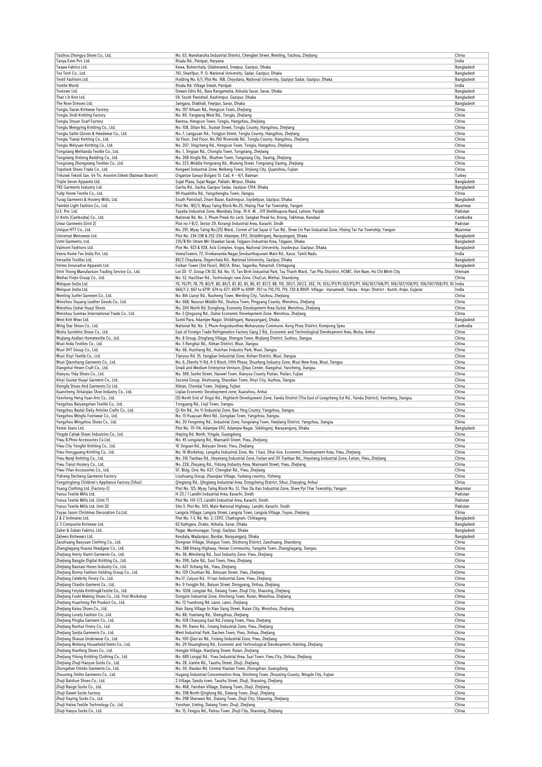| | | |
|---|---|---|
| Taizhou Zhongyu Shoes Co., Ltd. | No. 63, Nanshanzha Industrial District, Chengbei Street, Wenling, Taizhou, Zhejiang | China |
| Tanya Exim Pvt. Ltd. | Risalu Rd., Panipat, Haryana | India |
| Taqwa Fabrics Ltd. | Kewa, Boherchala, Gilaberaeed, Sreepur, Gazipur, Dhaka | Bangladesh |
| Tex Tech Co., Ltd. | 761, Sharifpur, P. O. National University, Sadar, Gazipur, Dhaka | Bangladesh |
| Textil Fashions Ltd. | Holding No. 6/1, Plot No. 168, Choydana, National University, Gazipur Sadar, Gazipur, Dhaka | Bangladesh |
| Textile World | Risalu Rd. Village Siwah, Panipat | India |
| Textown Ltd. | Dewan Idris Rd., Bara Rangamatia, Ashulia Savar, Savar, Dhaka | Bangladesh |
| That's It Knit Ltd. | 59, South Panishail, Kashimpur, Gazipur, Dhaka | Bangladesh |
| The Rose Dresses Ltd. | Jamgara, Diakhali, Yearpur, Savar, Dhaka | Bangladesh |
| Tonglu Jiaran Knitwear Factory | No. 197 Xihuan Rd., Hengcun Town, Zhejiang | China |
| Tonglu Jindi Knitting Factory | No. 80, Yangtang West Rd., Tonglu, Zhejiang | China |
| Tonglu Jinyan Scarf Factory | Bantou, Hengcun Town, Tonglu, Hangzhou, Zhejiang | China |
| Tonglu Mengying Knitting Co., Ltd. | No. 108, Silian Rd., Jiuxian Street, Tonglu County, Hangzhou, Zhejiang | China |
| Tonglu Sailin Gloves & Headwear Co., Ltd. | No. 7, Langyuan Rd., Tongjun Street, Tonglu County, Hangzhou, Zhejiang | China |
| Tonglu Tianqi Knitting Co., Ltd. | 1st Floor, 2nd Floor, No.760 Riverside Rd., Tonglu County, Hangzhou, Zhejiang | China |
| Tonglu Weiyuan Knitting Co., Ltd. | No. 207, Jingcheng Rd., Hengcun Town, Tonglu, Hangzhou, Zhejiang | China |
| Tongxiang Meilianda Textile Co., Ltd. | No. 1, Jingsan Rd., Chongfu Town, Tongxiang, Zhejiang | China |
| Tongxiang Xinlong Bedding Co., Ltd. | No. 268 Xingfa Rd., Wuzhen Town, Tongxiang City, Jiaxing, Zhejiang | China |
| Tongxiang Zhongxiang Textiles Co., Ltd. | No. 223, Middle Fengxiang Rd., Wutong Street, Tongxiang Jiaxing, Zhejiang | China |
| Topshark Shoes Trade Co., Ltd. | Kengwei Industrial Zone, Neikeng Town, Jinjiang City, Quanzhou, Fujian | China |
| Trikotek Tekstil San. Ve Tic. Anonim Sirketi (Batman Branch) | Organize Sanayi Bolgesi 13. Cad, 4 - 4/1, Batman | Turkey |
| Triple Seven Apparels Ltd. | Sujat Plaza, Sujat Nagar, Pallabi, Mirpur, Dhaka | Bangladesh |
| TRZ Garments Industry Ltd. | Gacha Rd., Gacha, Gazipur Sadar, Gazipur-1704, Dhaka | Bangladesh |
| Tulip Home Textile Co., Ltd. | 99 Huashihu Rd., Yangchenghu Town, Jiangsu | China |
| Turag Garments & Hosiery Mills, Ltd. | South Panishail, Zirani Bazar, Kashimpur, Joydebpur, Gazipur, Dhaka | Bangladesh |
| Twinkle Light Fashion Co., Ltd. | Plot No. 182/5, Myay Taing Block No.25, Hlaing Thar Yar Township, Yangon | Myanmar |
| U.E. Pvt. Ltd. | Tayaba Industrial Zone, Mandialy Stop, 19-K. M. , Off Sheikhupura Raod, Lahore, Panjab | Pakistan |
| U-Knits (Cambodia) Co., Ltd. | National Rd. No. 2, Phum Preak Ho Lech, Sangkat Preak ho, Krong, Takhmao, Kandaal | Cambodia |
| Umar Garments (Unit 2) | Plot no 1-B/2, Sector 29, Korangi Industrial Area, Karachi, Sindh | Pakistan |
| Unique HTT Co., Ltd. | No. 291, Myay Taing No.(25) Ward., Corner of Sat Sayar U Tun Rd., Shwe Lin Pan Industrial Zone, Hlaing Tar Yar Township, Yangon | Myanmar |
| Universal Menswear Ltd. | Plot No. 234-238 & 252-254, Adamjee, EPZ, Shiddhirganj, Narayanganj, Dhaka | Bangladesh |
| Urmi Garments, Ltd. | 235/B Bir Uttam Mir Shawkat Sarak, Tejgaon Industrial Area, Tejgaon, Dhaka | Bangladesh |
| Valmont Fashions Ltd. | Plot No. 923 & 928, Aziz Complex, Vogra, National University, Joydevpur, Gazipur, Dhaka | Bangladesh |
| Veera Home Tex India Pvt. Ltd. | VeeraTowers, 72, Vivekananda Nagar,Sendunthapuram Main Rd., Karur, Tamil Nadu | India |
| Versatile Textiles Ltd. | 89/2 Chaydana, Degerchala Rd., National University, Gazipur, Dhaka | Bangladesh |
| Vertex Innovative Apparels Ltd. | Forkan Tower (3rd Floor), 360/A, Bitac, Sagorika, Pahartoli, Chittagong | Bangladesh |
| Vinh Thong Manufacture Trading Service Co., Ltd. | Lot III- 17, Group CN III, Rd. No. 13, Tan Binh Industrial Park, Tay Thanh Ward., Tan Phu Disctrict, HCMC, Viet Nam, Ho Chi Minh City | Vietnam |
| Weihai Yinjie Group Co., Ltd. | No. 52, HaoShan Rd., Technologic new Zone, ChuCun, Weihai, Shandong | China |
| Welspun India Ltd. | 76, 76/P1, 78, 79, 80/P, 80, 80/1, 81, 82, 85, 86, 87, 87/2, 88, 110, 261/1, 261/2, 262, 74, 103//P1/P1,103/P3/P1, 106/107/108/P1, 106/107/108/P2, 106/107/108/P3, 10 | India |
| Welspun India Ltd. | 666/1-2, 667 to 671P, 674 to 677, 697P to 699P, 707 to 710,713, 719, 720 & 890P. Village:- Varsamedi, Taluka - Anjar, District - Kutch, Anjar, Gujarat | India |
| Wenling Junfei Garment Co., Ltd. | No. 8th Lianyi Rd., Ruoheng Town, Wenling City, Taizhou, Zhejiang | China |
| Wenzhou Jiuyang Leather Goods Co., Ltd. | No. 668, Naocun Middle Rd., Shuitou Town, Pingyang County, Wenzhou, Zhejiang | China |
| Wenzhou Ouhai Huayi Shoes | No. 200 North Rd. Dongfang, Economy Development Area Ouhai, Wenzhou, Zhejiang | China |
| Wenzhou Sunmax International Trade Co., Ltd. | No. 5 Qingsong Rd., Ouhai Economic Development Zone, Wenzhou, Zhejiang | China |
| West Knit Wear Ltd. | Sumil Para, Adamjee Nagar, Shiddirganj, Narayanganj, Dhaka | Bangladesh |
| Wing Star Shoes Co., Ltd. | National Rd. No. 3, Phum Angsokunthea Moharussey Commune, Kong Pisey District, Kompong Speu | Cambodia |
| Wuhu Sunshine Shoes Co., Ltd. | East of Foreign Trade Refrigeration Factory Gang 2 Rd., Economic and Technological Development Area, Wuhu, Anhui | China |
| Wujiang Aodian Hometextile Co., Ltd. | No. 8 Group, Dingfang Village, Shengze Town, Wujiang District, Suzhou, Jiangsu | China |
| Wuxi Aoka Textiles Co., Ltd. | No. 5 Ronghui Rd., Xishan District, Wuxi, Jiangsu | China |
| Wuxi JHT Group Co., Ltd. | No. 66, Huichang Rd., Huichan Industry Park, Wuxi, Jiangsu | China |
| Wuxi Jinyi Textile Co., Ltd. | Tianyou Rd. 35, Yangjian Industrial Zone, Xishan District, Wuxi, Jiangsu | China |
| Wuxi Qianchang Garments Co., Ltd. | No. 6, Zhenfa Yi Rd. A-5 Block, Fifth Phase, Shuofang Industry Zone, Wuxi New Area, Wuxi, Jiangsu | China |
| Xiangshui Hesen Craft Co., Ltd. | Small and Medium Enterprise Venture, Qitao Center, Xiangshui, Yancheng, Jiangsu | China |
| Xianyou Yida Shoes Co., Ltd. | No. 369, Sanhe Street, Jiaowei Town, Xianyou County Putian, Putian, Fujian | China |
| Xinyi Guotai Huayi Garment Co., Ltd. | Second Group, Xinzhuang, Shaodian Town, Xinyi City, Xuzhou, Jiangsu | China |
| Xiongfa Shoes And Garments Co Ltd. | Xibian, Chendai Town, Jinjiang, Fujian | China |
| Xuancheng Jinlaiqiao Shoe Industry Co., Ltd. | Liqiao Economic Development zone, Xuanzhou, Anhui | China |
| Yancheng Heng Yuan Arts Co., Ltd. | (D) North End of Jingsi Rd., Hightech Development Zone, Yandu District (The East of Longcheng Est Rd., Yandu District), Yancheng, Jiangsu | China |
| Yangzhou Baiyangshan Textile Co., Ltd. | Tongyang Rd., Liuji Town, Jiangsu | China |
| Yangzhou Baolai Daily Articles Crafts Co., Ltd. | Qi Xin Rd., An Yi Industrial Zone, Bao Ying County, Yangzhou, Jiangsu | China |
| Yangzhou Mingfu Footwear Co., Ltd. | No. 13 Huayuan West Rd., Gongdao Town, Yangzhou, Jiangsu | China |
| Yangzhou Mingzhou Shoes Co., Ltd. | No. 20 Fengming Rd., Industrial Zone, Fangxiang Town, Hanjiang District, Yangzhou, Jiangsu | China |
| Yester Jeans Ltd. | Plot No. 111-114, Adamjee EPZ, Adamjee Nagar, Siddirgonj, Narayangonj, Dhaka | Bangladesh |
| Yingde Caltak Shoes Industries Co., Ltd. | Heping Rd. North, Yingde, Guangdong | China |
| Yiwu B.Phne Accessories Co.Ltd. | No. 45 Longxiang Rd., Niansanli Street, Yiwu, Zhejiang | China |
| Yiwu City Yongfei Knitting Co., Ltd. | 10 Jingsan Rd., Beiyuan Street, Yiwu, Zhejiang | China |
| Yiwu Hongguang Knitting Co., Ltd. | No. 16 Workshop, Langsha Industrial Zone, No. 1 East, Sihai Ave, Economic Development Area, Yiwu, Zhejiang | China |
| Yiwu Nanji Knitting Co., Ltd. | No. 316 Tianbao Rd., Heyetang Industrial Zone, Futian and 311 Tianbao Rd., Heyetang Industrial Zone, Futian, Yiwu, Zhejiang | China |
| Yiwu Tianzi Hosiery Co., Ltd. | No. 228, Zhuyang Rd., Yidong Industry Area, Niansanli Street, Yiwu, Zhejiang | China |
| Yiwu Yifan Accessories Co., Ltd. | 5F, Bldg. One, No. K27, Chengbei Rd., Yiwu, Zhejiang | China |
| Yizheng Decheng Garments Factory | Liuzhuang Group, Zhaoqiao Village, Yuetang country, Yizheng | China |
| Yongxinglong Children's Appliance Factroy (Sihui) | Qingtang Rd., Qingtang Industrial Area, Dongcheng District, Sihui, Zhaoqing, Anhui | China |
| Young Clothing Ltd. (Factory-2) | Plot No. 125, Myay Taing Block No. 51, Thar Du Kan Industrial Zone, Shwe Pyi Thar Township, Yangon | Myanmar |
| Yunus Textile Mills Ltd. | H-23 / 1 Landhi Industrial Area, Karachi, Sindh | Pakistan |
| Yunus Textile Mills Ltd. (Unit 7) | Plot No. HX-7/3, Landhi Industrial Area, Karachi, Sindh | Pakistan |
| Yunus Textile Mills Ltd. Unit III | Site 3: Plot No. 305, Main National Highway, Landhi, Karachi, Sindh | Pakistan |
| Yuyao Jason Christmas Decoration Co.Ltd. | Langxia Village, Langxia Street, Langxia Town, Langxia Village, Yuyao, Zhejiang | China |
| Z & Z Intimates Ltd. | Plot No. 1-3, Rd. No. 2, CEPZ, Chattogram, Chittagong | Bangladesh |
| Z-3 Composite Knitwear Ltd. | 62 Kathgara, Zirabo, Ashulia, Savar, Dhaka | Bangladesh |
| Zaber & Zubair Fabrics, Ltd. | Pagar, Munnunagar, Tongi, Gazipur, Dhaka | Bangladesh |
| Zaheen Knitwears Ltd. | Keodala, Madanpur, Bandar, Narayanganj, Dhaka | Bangladesh |
| Zaozhuang Baoyuan Clothing Co., Ltd. | Dongnan Village, Shuiguo Town, Shizhong District, Zaozhuang, Shandong | China |
| Zhangjiagang Huaxia Headgear Co., Ltd. | No. 388 Xitang Highway, Henan Community, Yangshe Town, Zhangjiagang, Jiangsu | China |
| Zhejiang Amriy Xianti Garments Co., Ltd. | No. 38, Minsheng Rd., Suxi Industry Zone, Yiwu, Zhejiang | China |
| Zhejiang Bangjie Digital Knitting Co., Ltd. | No. 399, Suhe Rd., Suxi Town, Yiwu, Zhejiang | China |
| Zhejiang Baonasi Hoses Industry Co., Ltd. | No. 627 Jichang Rd., Yiwu, Zhejiang | China |
| Zhejiang Bonny Fashion Holding Group Co., Ltd. | No. 129 Chunhan Rd., Beiyuan Street, Yiwu, Zhejiang | China |
| Zhejiang Celebrity Finery Co., Ltd. | No.17, Caiyun Rd., Yi'nan Industrial Zone, Yiwu, Zhejiang | China |
| Zhejiang Chaslin Garment Co., Ltd. | No. 9 Yongjin Rd., Baiyun Street, Dongyang, Jinhua, Zhejiang | China |
| Zhejiang Feiyida Knitting&Textile Co., Ltd. | No. 1208, Longtan Rd., Datang Town, Zhuji City, Shaoxing, Zhejiang | China |
| Zhejiang Fushi Making Shoes Co., Ltd. First Workshop | Dongxin Industrial Zone, Xincheng Town, Ruian, Wenzhou, Zhejiang | China |
| Zhejiang Huachong Pet Product Co., Ltd. | No. 12 Yuezhong Rd. Lanxi, Lanxi, Zhejiang | China |
| Zhejiang Kaiou Shoes Co., Ltd. | Xian Jiang Village In Xian Jiang Street, Ruian City, Wenzhou, Zhejiang | China |
| Zhejiang Lovely Fashion Co., Ltd. | No. 88, Yuexiang Rd., Shengzhou, Zhejiang | China |
| Zhejiang Pingbu Garment Co., Ltd. | No. 108 Chaoyang East Rd.,Fotang Town, Yiwu, Zhejiang | China |
| Zhejiang Runhui Finery Co., Ltd. | No. 99, Damo Rd., Fotang Industrial Zone, Yiwu, Zhejiang | China |
| Zhejiang Sanjia Garments Co., Ltd. | West Industrial Park, Dachen Town, Yiwu, Jinhua, Zhejiang | China |
| Zhejiang Shaxue Underwear Co., Ltd. | No. 100 Qian'an Rd., Fotang Industrial Zone, Yiwu, Zhejiang | China |
| Zhejiang Weilong Household Items Co., Ltd. | No. 29 Shuanghong Rd., Economic and Technological Development, Haining, Zhejiang | China |
| Zhejiang Xianfeng Shoes Co., Ltd. | Hengjie Village, Xianjiang Street, Ruian, Zhejiang | China |
| Zhejiang Yitong Knitting Clothing Co., Ltd. | No. 689 Longqi Rd., Yiwu Industrial Area, Suxi Town, Yiwu City, Jinhua, Zhejiang | China |
| Zhejiang Zhuji Haoyue Socks Co., Ltd. | No. 28, Lianhe Rd., Taozhu Street, Zhuji, Zhejiang | China |
| Zhongshan Omido Garments Co., Ltd. | No. 30, Xiaolan Rd. Central Xiaolan Town, Zhongshan, Guangdong | China |
| Zhouning Jinlite Garments Co., Ltd. | Hugang Industrial Concentration Area, Shicheng Town, Zhouning County, Ningde City, Fujian | China |
| Zhuji Baishun Shoes Co., Ltd. | 2 Village, Sandu town, Taozhu Street, Zhuji, Shaoxing, Zhejiang | China |
| Zhuji Baoge Socks Co., Ltd. | No. 468, Yanshan Village, Datang Town, Zhuji, Zhejiang | China |
| Zhuji Dawei Socks Factory | No. 398 North Qingfang Rd., Datang Town, Zhuji, Zhejiang | China |
| Zhuji Daying Socks Co., Ltd. | No. 298 Shanwan Rd., Datang Town, Zhuji City, Shaoxing, Zhejiang | China |
| Zhuji Haina Textile Technology Co., Ltd. | Yanshan, Liming, Datang Town, Zhuji, Zhejiang | China |
| Zhuji Haoyu Socks Co., Ltd. | No. 15, Fengzu Rd., Paitou Town, Zhuji City, Shaoxing, Zhejiang | China |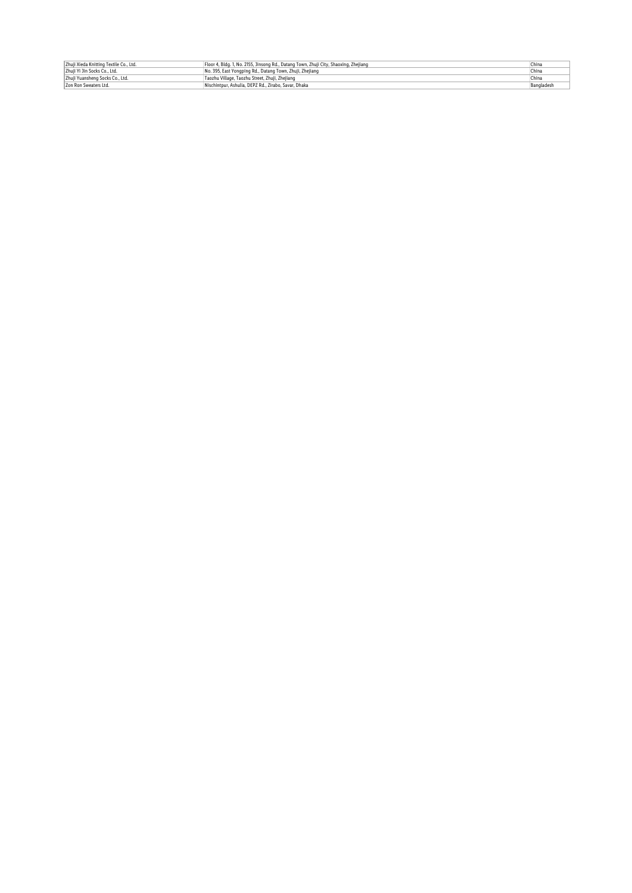| | | |
|---|---|---|
| Zhuji Xieda Knitting Textile Co., Ltd. | Floor 4, Bldg. 1, No. 2155, Jinsong Rd., Datang Town, Zhuji City, Shaoxing, Zhejiang | China |
| Zhuji Yi Jin Socks Co., Ltd. | No. 395, East Yongping Rd., Datang Town, Zhuji, Zhejiang | China |
| Zhuji Yuansheng Socks Co., Ltd. | Taozhu Village, Taozhu Street, Zhuji, Zhejiang | China |
| Zon Ron Sweaters Ltd. | Nischintpur, Ashulia, DEPZ Rd., Zirabo, Savar, Dhaka | Bangladesh |